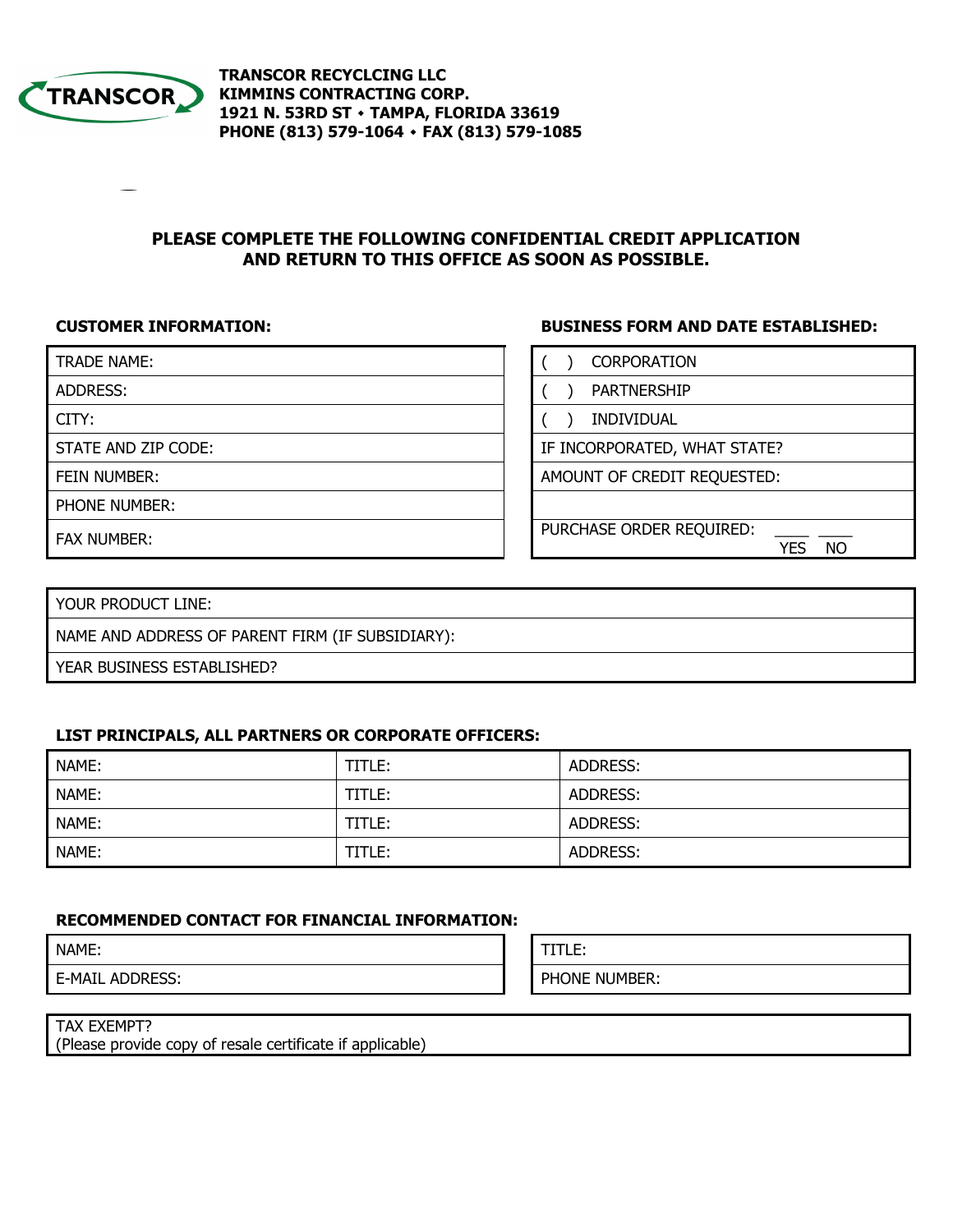**TRANSCOR RECYCLCING LLC**
**KIMMINS CONTRACTING CORP.**
**1921 N. 53RD ST • TAMPA, FLORIDA 33619**
**PHONE (813) 579-1064 • FAX (813) 579-1085**

## PLEASE COMPLETE THE FOLLOWING CONFIDENTIAL CREDIT APPLICATION AND RETURN TO THIS OFFICE AS SOON AS POSSIBLE.

### CUSTOMER INFORMATION:

| TRADE NAME: |
|---|
| ADDRESS: |
| CITY: |
| STATE AND ZIP CODE: |
| FEIN NUMBER: |
| PHONE NUMBER: |
| FAX NUMBER: |

### BUSINESS FORM AND DATE ESTABLISHED:

| ( ) CORPORATION |
|---|
| ( ) PARTNERSHIP |
| ( ) INDIVIDUAL |
| IF INCORPORATED, WHAT STATE? |
| AMOUNT OF CREDIT REQUESTED: |
| |
| PURCHASE ORDER REQUIRED: ____ YES ____ NO |

| YOUR PRODUCT LINE: |
|---|
| NAME AND ADDRESS OF PARENT FIRM (IF SUBSIDIARY): |
| YEAR BUSINESS ESTABLISHED? |

### LIST PRINCIPALS, ALL PARTNERS OR CORPORATE OFFICERS:

| NAME: | TITLE: | ADDRESS: |
|---|---|---|
| NAME: | TITLE: | ADDRESS: |
| NAME: | TITLE: | ADDRESS: |
| NAME: | TITLE: | ADDRESS: |

### RECOMMENDED CONTACT FOR FINANCIAL INFORMATION:

| NAME: | TITLE: |
|---|---|
| E-MAIL ADDRESS: | PHONE NUMBER: |

| TAX EXEMPT? (Please provide copy of resale certificate if applicable) |
|---|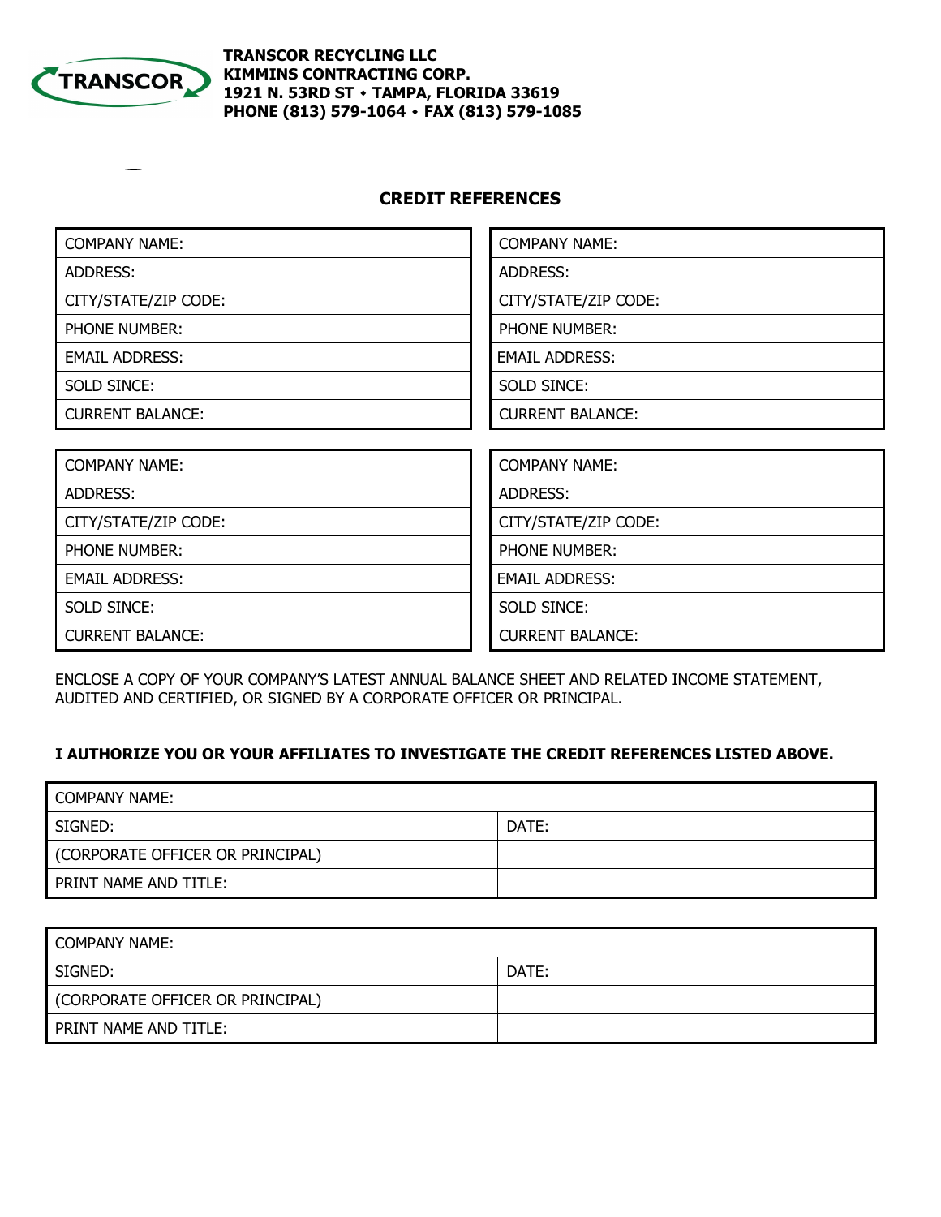**TRANSCOR RECYCLING LLC**
**KIMMINS CONTRACTING CORP.**
**1921 N. 53RD ST • TAMPA, FLORIDA 33619**
**PHONE (813) 579-1064 • FAX (813) 579-1085**

## CREDIT REFERENCES

| COMPANY NAME: | COMPANY NAME: |
|---|---|
| ADDRESS: | ADDRESS: |
| CITY/STATE/ZIP CODE: | CITY/STATE/ZIP CODE: |
| PHONE NUMBER: | PHONE NUMBER: |
| EMAIL ADDRESS: | EMAIL ADDRESS: |
| SOLD SINCE: | SOLD SINCE: |
| CURRENT BALANCE: | CURRENT BALANCE: |

| COMPANY NAME: | COMPANY NAME: |
|---|---|
| ADDRESS: | ADDRESS: |
| CITY/STATE/ZIP CODE: | CITY/STATE/ZIP CODE: |
| PHONE NUMBER: | PHONE NUMBER: |
| EMAIL ADDRESS: | EMAIL ADDRESS: |
| SOLD SINCE: | SOLD SINCE: |
| CURRENT BALANCE: | CURRENT BALANCE: |

ENCLOSE A COPY OF YOUR COMPANY'S LATEST ANNUAL BALANCE SHEET AND RELATED INCOME STATEMENT, AUDITED AND CERTIFIED, OR SIGNED BY A CORPORATE OFFICER OR PRINCIPAL.

**I AUTHORIZE YOU OR YOUR AFFILIATES TO INVESTIGATE THE CREDIT REFERENCES LISTED ABOVE.**

| COMPANY NAME: | |
|---|---|
| SIGNED: | DATE: |
| (CORPORATE OFFICER OR PRINCIPAL) | |
| PRINT NAME AND TITLE: | |

| COMPANY NAME: | |
|---|---|
| SIGNED: | DATE: |
| (CORPORATE OFFICER OR PRINCIPAL) | |
| PRINT NAME AND TITLE: | |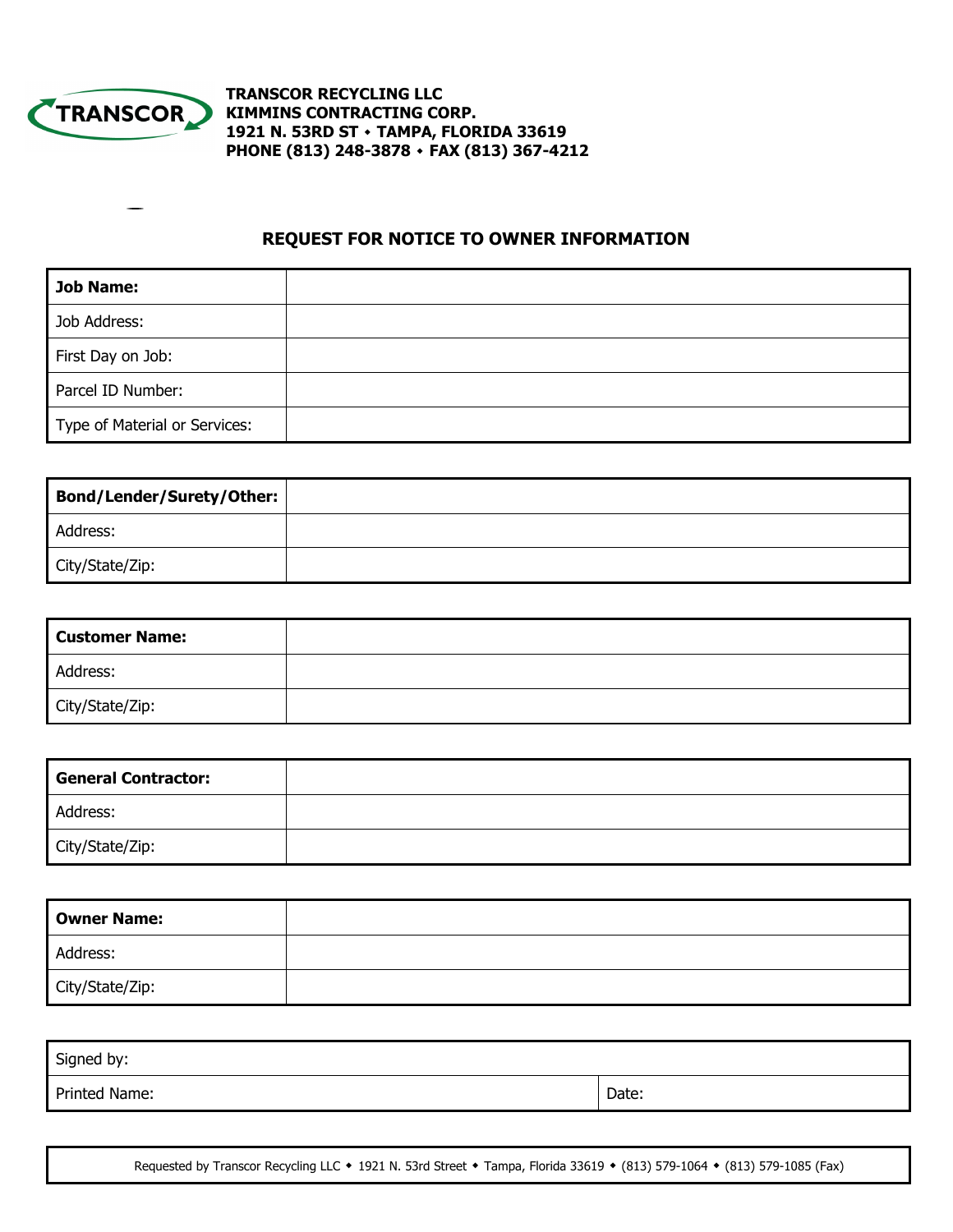**TRANSCOR RECYCLING LLC**
**KIMMINS CONTRACTING CORP.**
**1921 N. 53RD ST ⬩ TAMPA, FLORIDA 33619**
**PHONE (813) 248-3878 ⬩ FAX (813) 367-4212**

## REQUEST FOR NOTICE TO OWNER INFORMATION

| **Job Name:** | |
|---|---|
| Job Address: | |
| First Day on Job: | |
| Parcel ID Number: | |
| Type of Material or Services: | |

| **Bond/Lender/Surety/Other:** | |
|---|---|
| Address: | |
| City/State/Zip: | |

| **Customer Name:** | |
|---|---|
| Address: | |
| City/State/Zip: | |

| **General Contractor:** | |
|---|---|
| Address: | |
| City/State/Zip: | |

| **Owner Name:** | |
|---|---|
| Address: | |
| City/State/Zip: | |

| Signed by: | |
|---|---|
| Printed Name: | Date: |

Requested by Transcor Recycling LLC ⬩ 1921 N. 53rd Street ⬩ Tampa, Florida 33619 ⬩ (813) 579-1064 ⬩ (813) 579-1085 (Fax)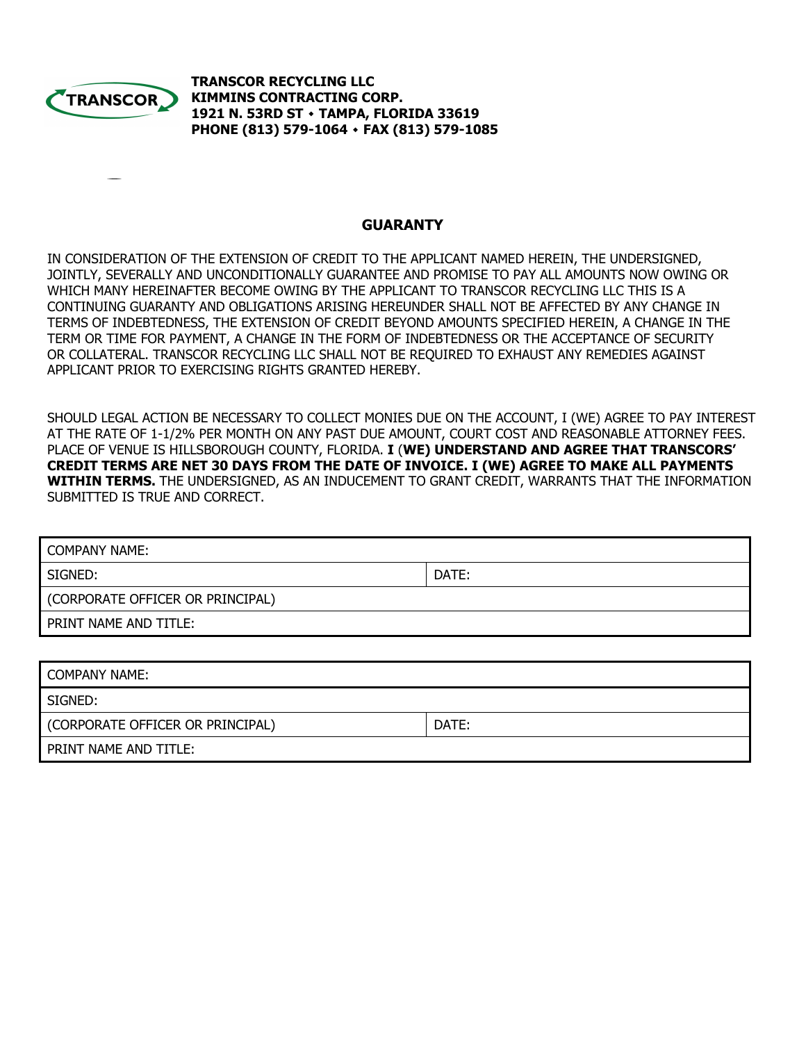TRANSCOR

**TRANSCOR RECYCLING LLC**
**KIMMINS CONTRACTING CORP.**
**1921 N. 53RD ST ⬩ TAMPA, FLORIDA 33619**
**PHONE (813) 579-1064 ⬩ FAX (813) 579-1085**

## GUARANTY

IN CONSIDERATION OF THE EXTENSION OF CREDIT TO THE APPLICANT NAMED HEREIN, THE UNDERSIGNED, JOINTLY, SEVERALLY AND UNCONDITIONALLY GUARANTEE AND PROMISE TO PAY ALL AMOUNTS NOW OWING OR WHICH MANY HEREINAFTER BECOME OWING BY THE APPLICANT TO TRANSCOR RECYCLING LLC THIS IS A CONTINUING GUARANTY AND OBLIGATIONS ARISING HEREUNDER SHALL NOT BE AFFECTED BY ANY CHANGE IN TERMS OF INDEBTEDNESS, THE EXTENSION OF CREDIT BEYOND AMOUNTS SPECIFIED HEREIN, A CHANGE IN THE TERM OR TIME FOR PAYMENT, A CHANGE IN THE FORM OF INDEBTEDNESS OR THE ACCEPTANCE OF SECURITY OR COLLATERAL. TRANSCOR RECYCLING LLC SHALL NOT BE REQUIRED TO EXHAUST ANY REMEDIES AGAINST APPLICANT PRIOR TO EXERCISING RIGHTS GRANTED HEREBY.

SHOULD LEGAL ACTION BE NECESSARY TO COLLECT MONIES DUE ON THE ACCOUNT, I (WE) AGREE TO PAY INTEREST AT THE RATE OF 1-1/2% PER MONTH ON ANY PAST DUE AMOUNT, COURT COST AND REASONABLE ATTORNEY FEES. PLACE OF VENUE IS HILLSBOROUGH COUNTY, FLORIDA. **I (WE) UNDERSTAND AND AGREE THAT TRANSCORS' CREDIT TERMS ARE NET 30 DAYS FROM THE DATE OF INVOICE. I (WE) AGREE TO MAKE ALL PAYMENTS WITHIN TERMS.** THE UNDERSIGNED, AS AN INDUCEMENT TO GRANT CREDIT, WARRANTS THAT THE INFORMATION SUBMITTED IS TRUE AND CORRECT.

| COMPANY NAME: | |
|---|---|
| SIGNED: | DATE: |
| (CORPORATE OFFICER OR PRINCIPAL) | |
| PRINT NAME AND TITLE: | |

| COMPANY NAME: | |
|---|---|
| SIGNED: | |
| (CORPORATE OFFICER OR PRINCIPAL) | DATE: |
| PRINT NAME AND TITLE: | |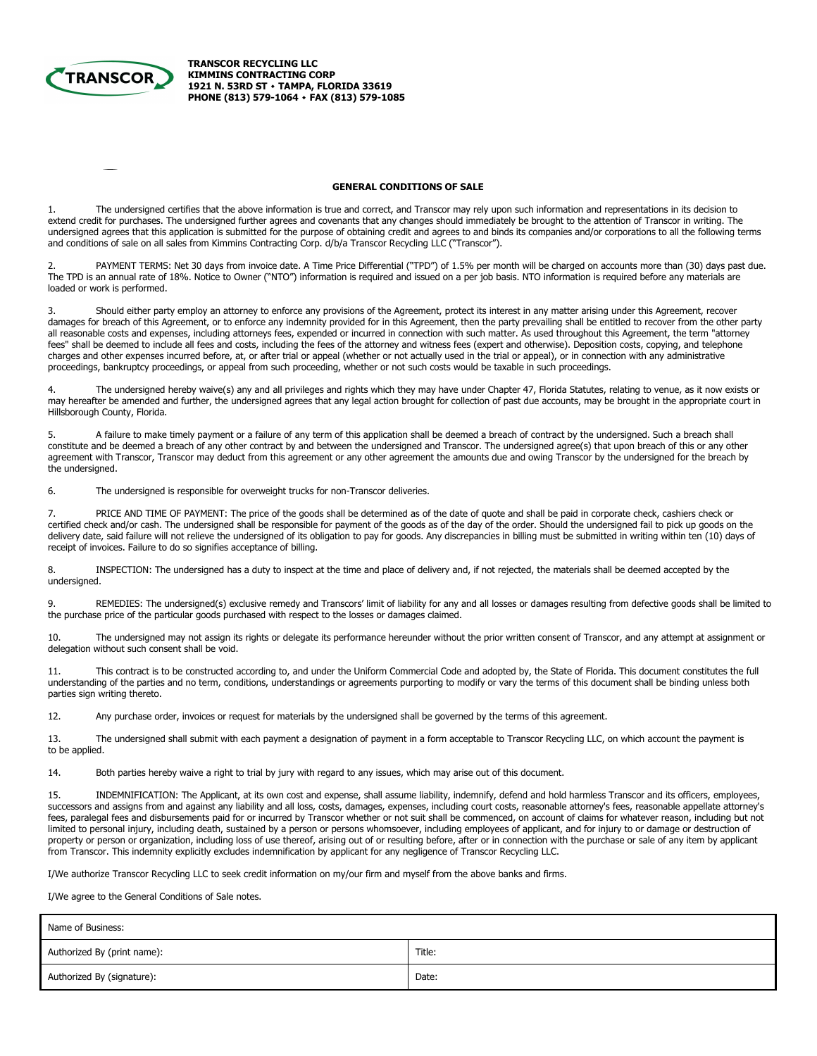**TRANSCOR RECYCLING LLC**
**KIMMINS CONTRACTING CORP**
**1921 N. 53RD ST • TAMPA, FLORIDA 33619**
**PHONE (813) 579-1064 • FAX (813) 579-1085**

## GENERAL CONDITIONS OF SALE

1. The undersigned certifies that the above information is true and correct, and Transcor may rely upon such information and representations in its decision to extend credit for purchases. The undersigned further agrees and covenants that any changes should immediately be brought to the attention of Transcor in writing. The undersigned agrees that this application is submitted for the purpose of obtaining credit and agrees to and binds its companies and/or corporations to all the following terms and conditions of sale on all sales from Kimmins Contracting Corp. d/b/a Transcor Recycling LLC ("Transcor").

2. PAYMENT TERMS: Net 30 days from invoice date. A Time Price Differential ("TPD") of 1.5% per month will be charged on accounts more than (30) days past due. The TPD is an annual rate of 18%. Notice to Owner ("NTO") information is required and issued on a per job basis. NTO information is required before any materials are loaded or work is performed.

3. Should either party employ an attorney to enforce any provisions of the Agreement, protect its interest in any matter arising under this Agreement, recover damages for breach of this Agreement, or to enforce any indemnity provided for in this Agreement, then the party prevailing shall be entitled to recover from the other party all reasonable costs and expenses, including attorneys fees, expended or incurred in connection with such matter. As used throughout this Agreement, the term "attorney fees" shall be deemed to include all fees and costs, including the fees of the attorney and witness fees (expert and otherwise). Deposition costs, copying, and telephone charges and other expenses incurred before, at, or after trial or appeal (whether or not actually used in the trial or appeal), or in connection with any administrative proceedings, bankruptcy proceedings, or appeal from such proceeding, whether or not such costs would be taxable in such proceedings.

4. The undersigned hereby waive(s) any and all privileges and rights which they may have under Chapter 47, Florida Statutes, relating to venue, as it now exists or may hereafter be amended and further, the undersigned agrees that any legal action brought for collection of past due accounts, may be brought in the appropriate court in Hillsborough County, Florida.

5. A failure to make timely payment or a failure of any term of this application shall be deemed a breach of contract by the undersigned. Such a breach shall constitute and be deemed a breach of any other contract by and between the undersigned and Transcor. The undersigned agree(s) that upon breach of this or any other agreement with Transcor, Transcor may deduct from this agreement or any other agreement the amounts due and owing Transcor by the undersigned for the breach by the undersigned.

6. The undersigned is responsible for overweight trucks for non-Transcor deliveries.

7. PRICE AND TIME OF PAYMENT: The price of the goods shall be determined as of the date of quote and shall be paid in corporate check, cashiers check or certified check and/or cash. The undersigned shall be responsible for payment of the goods as of the day of the order. Should the undersigned fail to pick up goods on the delivery date, said failure will not relieve the undersigned of its obligation to pay for goods. Any discrepancies in billing must be submitted in writing within ten (10) days of receipt of invoices. Failure to do so signifies acceptance of billing.

8. INSPECTION: The undersigned has a duty to inspect at the time and place of delivery and, if not rejected, the materials shall be deemed accepted by the undersigned.

9. REMEDIES: The undersigned(s) exclusive remedy and Transcors' limit of liability for any and all losses or damages resulting from defective goods shall be limited to the purchase price of the particular goods purchased with respect to the losses or damages claimed.

10. The undersigned may not assign its rights or delegate its performance hereunder without the prior written consent of Transcor, and any attempt at assignment or delegation without such consent shall be void.

11. This contract is to be constructed according to, and under the Uniform Commercial Code and adopted by, the State of Florida. This document constitutes the full understanding of the parties and no term, conditions, understandings or agreements purporting to modify or vary the terms of this document shall be binding unless both parties sign writing thereto.

12. Any purchase order, invoices or request for materials by the undersigned shall be governed by the terms of this agreement.

13. The undersigned shall submit with each payment a designation of payment in a form acceptable to Transcor Recycling LLC, on which account the payment is to be applied.

14. Both parties hereby waive a right to trial by jury with regard to any issues, which may arise out of this document.

15. INDEMNIFICATION: The Applicant, at its own cost and expense, shall assume liability, indemnify, defend and hold harmless Transcor and its officers, employees, successors and assigns from and against any liability and all loss, costs, damages, expenses, including court costs, reasonable attorney's fees, reasonable appellate attorney's fees, paralegal fees and disbursements paid for or incurred by Transcor whether or not suit shall be commenced, on account of claims for whatever reason, including but not limited to personal injury, including death, sustained by a person or persons whomsoever, including employees of applicant, and for injury to or damage or destruction of property or person or organization, including loss of use thereof, arising out of or resulting before, after or in connection with the purchase or sale of any item by applicant from Transcor. This indemnity explicitly excludes indemnification by applicant for any negligence of Transcor Recycling LLC.

I/We authorize Transcor Recycling LLC to seek credit information on my/our firm and myself from the above banks and firms.

I/We agree to the General Conditions of Sale notes.

| | |
|---|---|
| Name of Business: | |
| Authorized By (print name): | Title: |
| Authorized By (signature): | Date: |